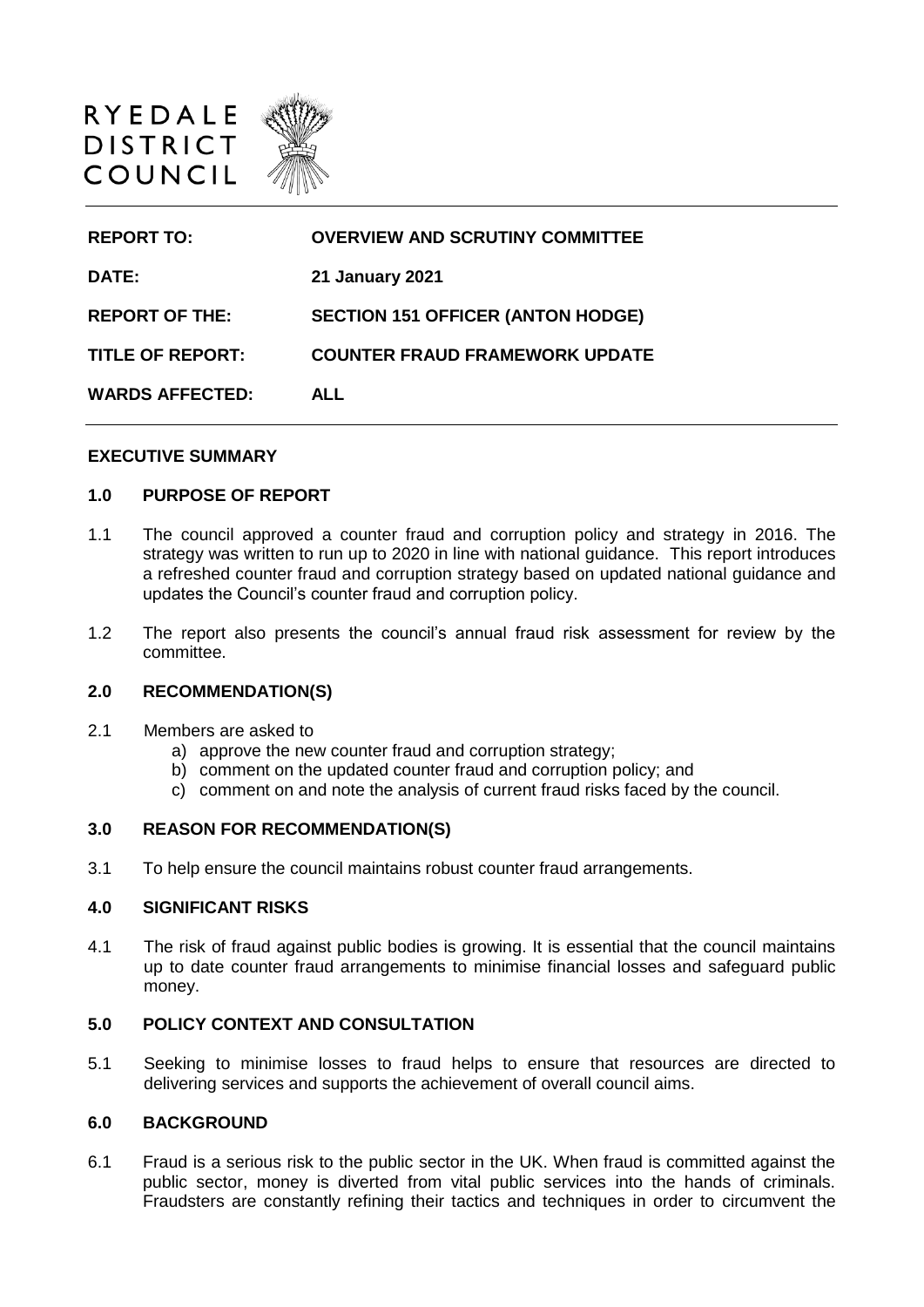RYEDALE
DISTRICT
COUNCIL

| | |
|---|---|
| **REPORT TO:** | **OVERVIEW AND SCRUTINY COMMITTEE** |
| **DATE:** | **21 January 2021** |
| **REPORT OF THE:** | **SECTION 151 OFFICER (ANTON HODGE)** |
| **TITLE OF REPORT:** | **COUNTER FRAUD FRAMEWORK UPDATE** |
| **WARDS AFFECTED:** | **ALL** |

## EXECUTIVE SUMMARY

### 1.0 PURPOSE OF REPORT

1.1 The council approved a counter fraud and corruption policy and strategy in 2016. The strategy was written to run up to 2020 in line with national guidance. This report introduces a refreshed counter fraud and corruption strategy based on updated national guidance and updates the Council's counter fraud and corruption policy.

1.2 The report also presents the council's annual fraud risk assessment for review by the committee.

### 2.0 RECOMMENDATION(S)

2.1 Members are asked to

a) approve the new counter fraud and corruption strategy;
b) comment on the updated counter fraud and corruption policy; and
c) comment on and note the analysis of current fraud risks faced by the council.

### 3.0 REASON FOR RECOMMENDATION(S)

3.1 To help ensure the council maintains robust counter fraud arrangements.

### 4.0 SIGNIFICANT RISKS

4.1 The risk of fraud against public bodies is growing. It is essential that the council maintains up to date counter fraud arrangements to minimise financial losses and safeguard public money.

### 5.0 POLICY CONTEXT AND CONSULTATION

5.1 Seeking to minimise losses to fraud helps to ensure that resources are directed to delivering services and supports the achievement of overall council aims.

### 6.0 BACKGROUND

6.1 Fraud is a serious risk to the public sector in the UK. When fraud is committed against the public sector, money is diverted from vital public services into the hands of criminals. Fraudsters are constantly refining their tactics and techniques in order to circumvent the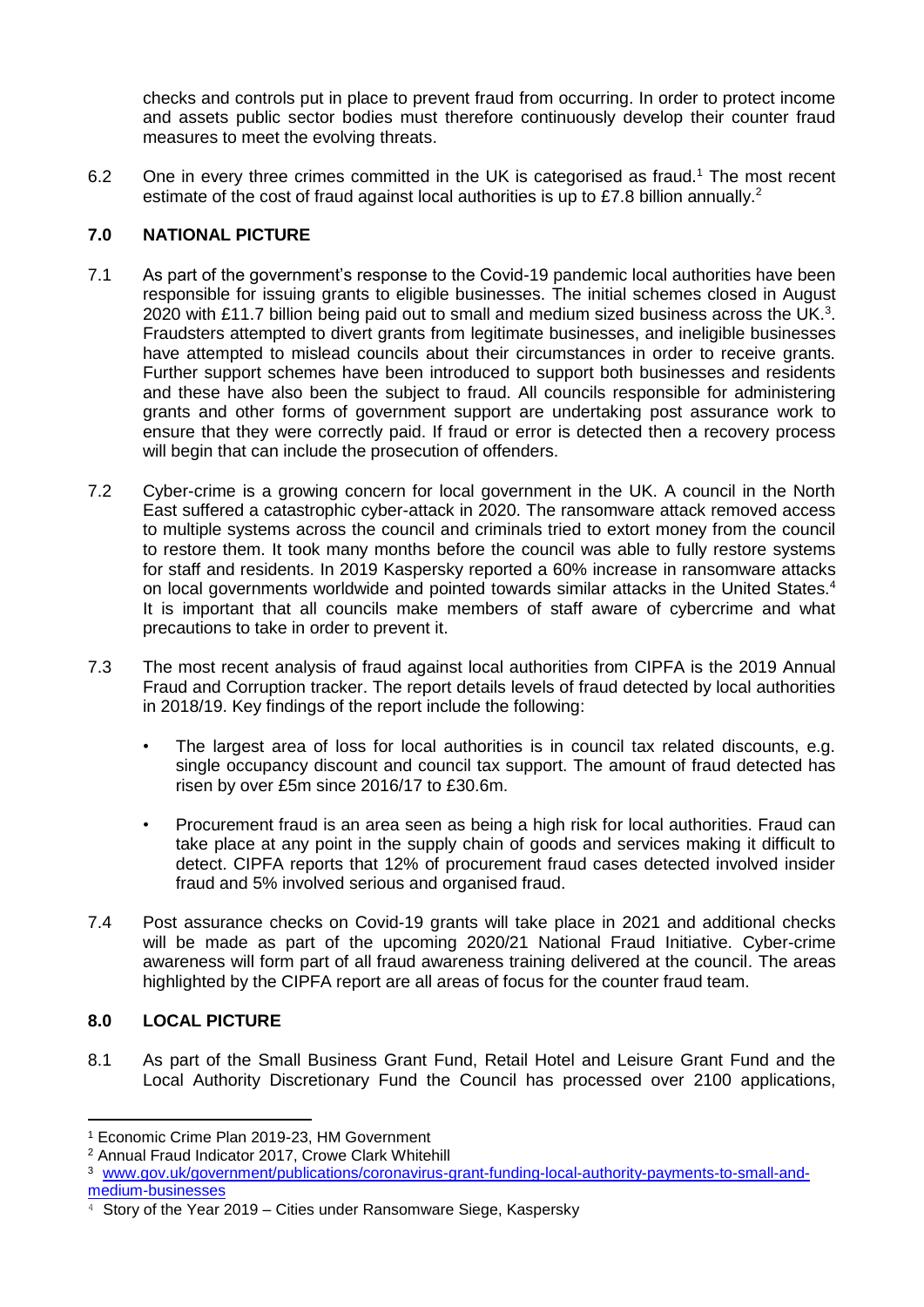checks and controls put in place to prevent fraud from occurring. In order to protect income and assets public sector bodies must therefore continuously develop their counter fraud measures to meet the evolving threats.

6.2 One in every three crimes committed in the UK is categorised as fraud.[1] The most recent estimate of the cost of fraud against local authorities is up to £7.8 billion annually.[2]

## 7.0 NATIONAL PICTURE

7.1 As part of the government's response to the Covid-19 pandemic local authorities have been responsible for issuing grants to eligible businesses. The initial schemes closed in August 2020 with £11.7 billion being paid out to small and medium sized business across the UK.[3]. Fraudsters attempted to divert grants from legitimate businesses, and ineligible businesses have attempted to mislead councils about their circumstances in order to receive grants. Further support schemes have been introduced to support both businesses and residents and these have also been the subject to fraud. All councils responsible for administering grants and other forms of government support are undertaking post assurance work to ensure that they were correctly paid. If fraud or error is detected then a recovery process will begin that can include the prosecution of offenders.

7.2 Cyber-crime is a growing concern for local government in the UK. A council in the North East suffered a catastrophic cyber-attack in 2020. The ransomware attack removed access to multiple systems across the council and criminals tried to extort money from the council to restore them. It took many months before the council was able to fully restore systems for staff and residents. In 2019 Kaspersky reported a 60% increase in ransomware attacks on local governments worldwide and pointed towards similar attacks in the United States.[4] It is important that all councils make members of staff aware of cybercrime and what precautions to take in order to prevent it.

7.3 The most recent analysis of fraud against local authorities from CIPFA is the 2019 Annual Fraud and Corruption tracker. The report details levels of fraud detected by local authorities in 2018/19. Key findings of the report include the following:

- The largest area of loss for local authorities is in council tax related discounts, e.g. single occupancy discount and council tax support. The amount of fraud detected has risen by over £5m since 2016/17 to £30.6m.
- Procurement fraud is an area seen as being a high risk for local authorities. Fraud can take place at any point in the supply chain of goods and services making it difficult to detect. CIPFA reports that 12% of procurement fraud cases detected involved insider fraud and 5% involved serious and organised fraud.

7.4 Post assurance checks on Covid-19 grants will take place in 2021 and additional checks will be made as part of the upcoming 2020/21 National Fraud Initiative. Cyber-crime awareness will form part of all fraud awareness training delivered at the council. The areas highlighted by the CIPFA report are all areas of focus for the counter fraud team.

## 8.0 LOCAL PICTURE

8.1 As part of the Small Business Grant Fund, Retail Hotel and Leisure Grant Fund and the Local Authority Discretionary Fund the Council has processed over 2100 applications,

---

[1] Economic Crime Plan 2019-23, HM Government

[2] Annual Fraud Indicator 2017, Crowe Clark Whitehill

[3] www.gov.uk/government/publications/coronavirus-grant-funding-local-authority-payments-to-small-and-medium-businesses

[4] Story of the Year 2019 – Cities under Ransomware Siege, Kaspersky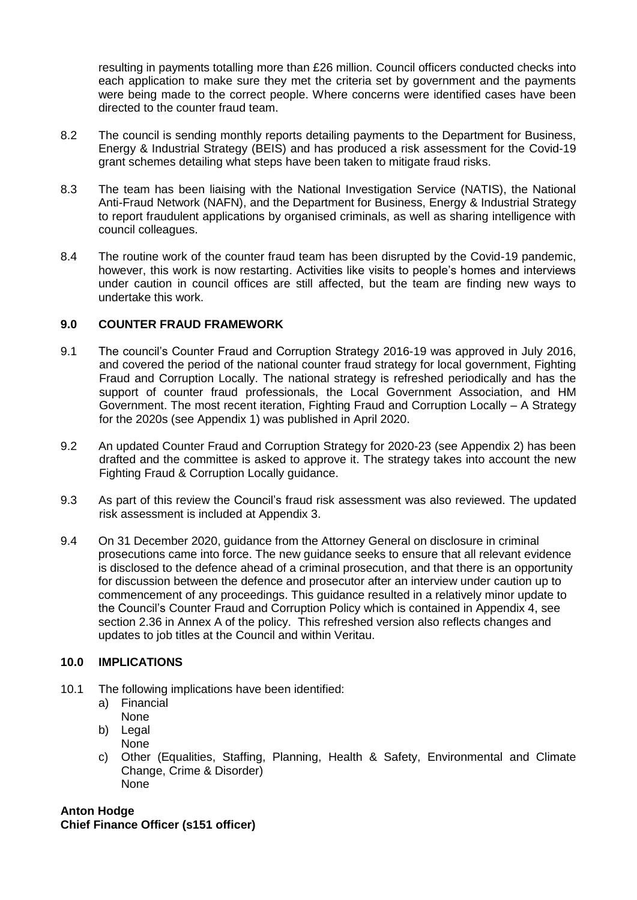resulting in payments totalling more than £26 million. Council officers conducted checks into each application to make sure they met the criteria set by government and the payments were being made to the correct people. Where concerns were identified cases have been directed to the counter fraud team.

8.2 The council is sending monthly reports detailing payments to the Department for Business, Energy & Industrial Strategy (BEIS) and has produced a risk assessment for the Covid-19 grant schemes detailing what steps have been taken to mitigate fraud risks.

8.3 The team has been liaising with the National Investigation Service (NATIS), the National Anti-Fraud Network (NAFN), and the Department for Business, Energy & Industrial Strategy to report fraudulent applications by organised criminals, as well as sharing intelligence with council colleagues.

8.4 The routine work of the counter fraud team has been disrupted by the Covid-19 pandemic, however, this work is now restarting. Activities like visits to people's homes and interviews under caution in council offices are still affected, but the team are finding new ways to undertake this work.

## 9.0 COUNTER FRAUD FRAMEWORK

9.1 The council's Counter Fraud and Corruption Strategy 2016-19 was approved in July 2016, and covered the period of the national counter fraud strategy for local government, Fighting Fraud and Corruption Locally. The national strategy is refreshed periodically and has the support of counter fraud professionals, the Local Government Association, and HM Government. The most recent iteration, Fighting Fraud and Corruption Locally – A Strategy for the 2020s (see Appendix 1) was published in April 2020.

9.2 An updated Counter Fraud and Corruption Strategy for 2020-23 (see Appendix 2) has been drafted and the committee is asked to approve it. The strategy takes into account the new Fighting Fraud & Corruption Locally guidance.

9.3 As part of this review the Council's fraud risk assessment was also reviewed. The updated risk assessment is included at Appendix 3.

9.4 On 31 December 2020, guidance from the Attorney General on disclosure in criminal prosecutions came into force. The new guidance seeks to ensure that all relevant evidence is disclosed to the defence ahead of a criminal prosecution, and that there is an opportunity for discussion between the defence and prosecutor after an interview under caution up to commencement of any proceedings. This guidance resulted in a relatively minor update to the Council's Counter Fraud and Corruption Policy which is contained in Appendix 4, see section 2.36 in Annex A of the policy. This refreshed version also reflects changes and updates to job titles at the Council and within Veritau.

## 10.0 IMPLICATIONS

10.1 The following implications have been identified:

a) Financial
   None
b) Legal
   None
c) Other (Equalities, Staffing, Planning, Health & Safety, Environmental and Climate Change, Crime & Disorder)
   None

**Anton Hodge**
**Chief Finance Officer (s151 officer)**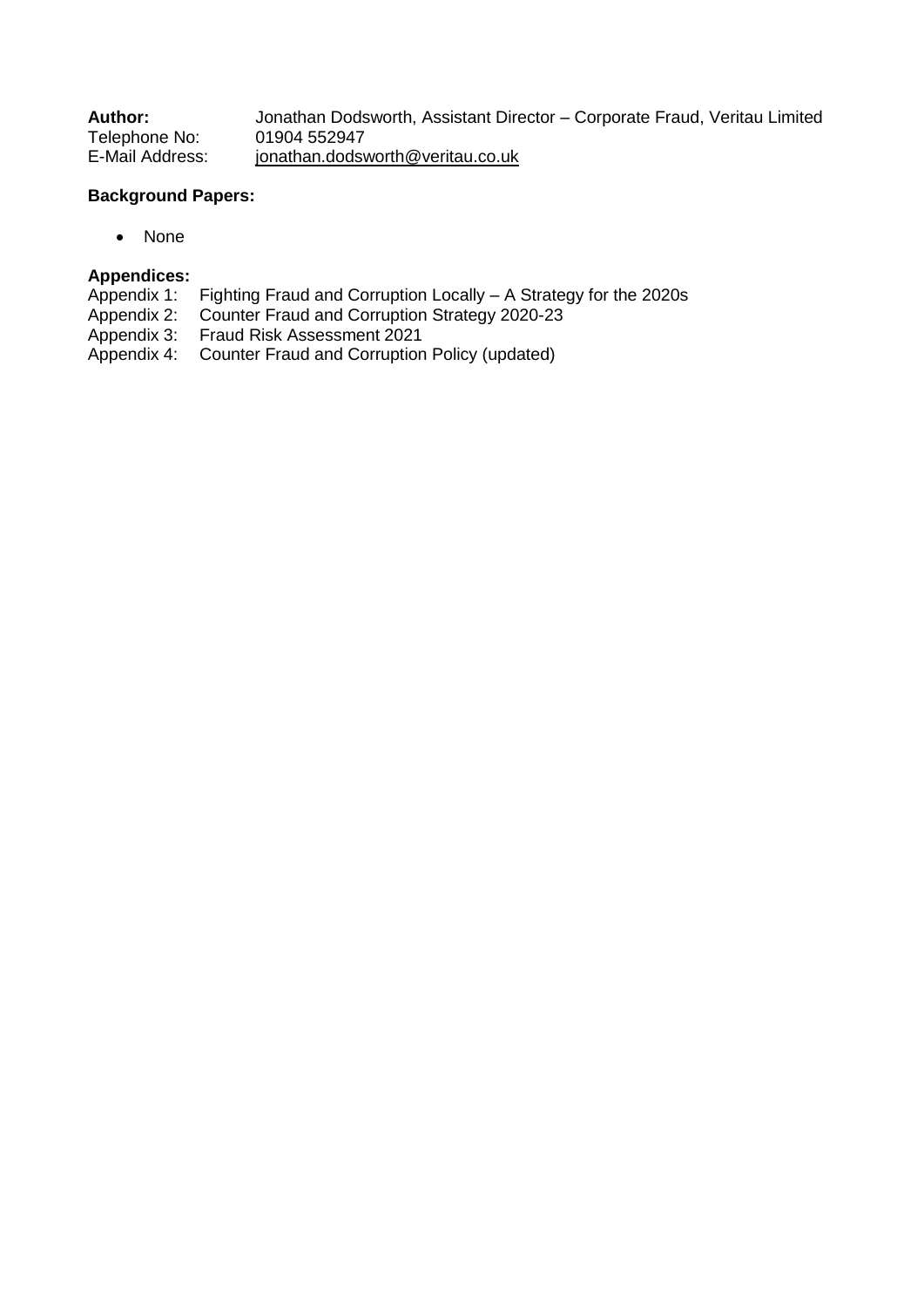**Author:** Jonathan Dodsworth, Assistant Director – Corporate Fraud, Veritau Limited
Telephone No: 01904 552947
E-Mail Address: jonathan.dodsworth@veritau.co.uk

**Background Papers:**

- None

**Appendices:**

Appendix 1: Fighting Fraud and Corruption Locally – A Strategy for the 2020s
Appendix 2: Counter Fraud and Corruption Strategy 2020-23
Appendix 3: Fraud Risk Assessment 2021
Appendix 4: Counter Fraud and Corruption Policy (updated)